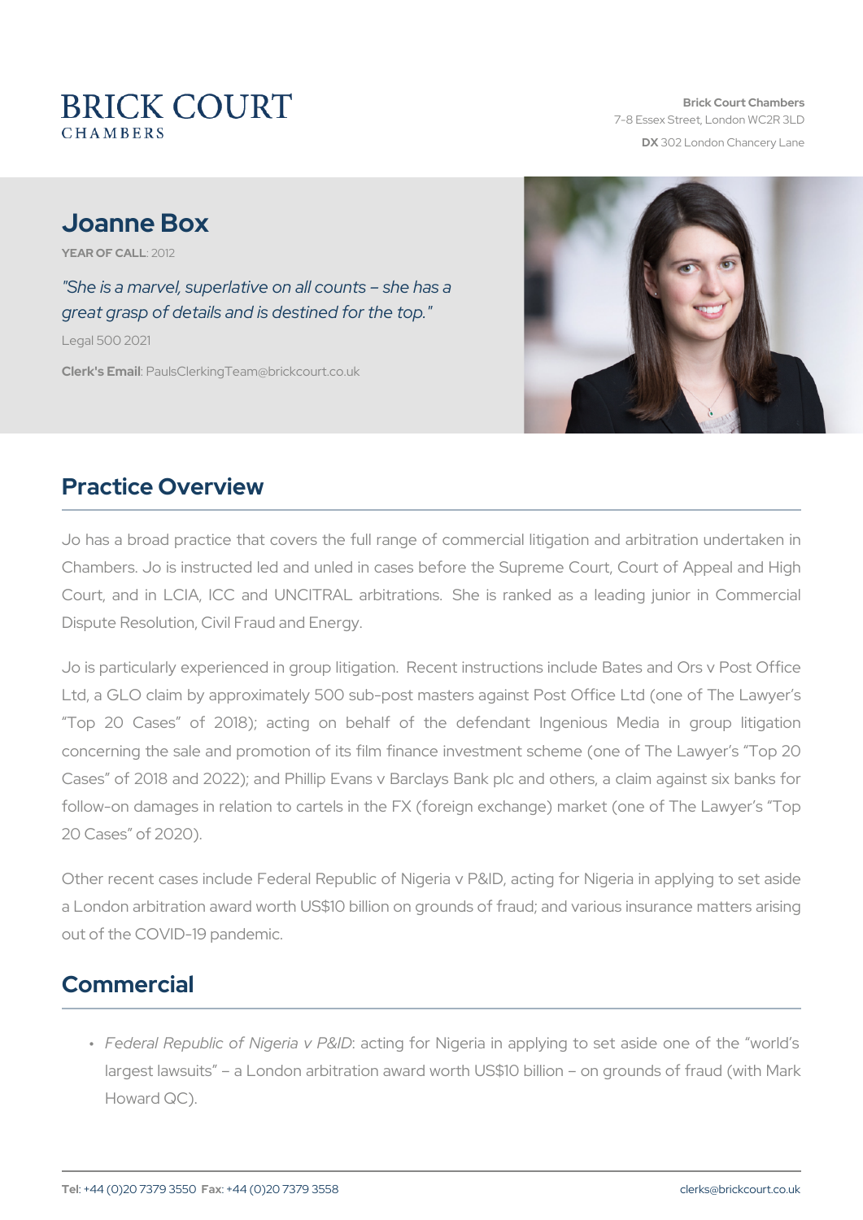BRICK COURT
CHAMBERS

**Brick Court Chambers**
7-8 Essex Street, London WC2R 3LD
**DX** 302 London Chancery Lane

# Joanne Box

**YEAR OF CALL**: 2012

*"She is a marvel, superlative on all counts – she has a great grasp of details and is destined for the top."*

Legal 500 2021

**Clerk's Email**: PaulsClerkingTeam@brickcourt.co.uk

## Practice Overview

Jo has a broad practice that covers the full range of commercial litigation and arbitration undertaken in Chambers. Jo is instructed led and unled in cases before the Supreme Court, Court of Appeal and High Court, and in LCIA, ICC and UNCITRAL arbitrations. She is ranked as a leading junior in Commercial Dispute Resolution, Civil Fraud and Energy.

Jo is particularly experienced in group litigation. Recent instructions include Bates and Ors v Post Office Ltd, a GLO claim by approximately 500 sub-post masters against Post Office Ltd (one of The Lawyer's "Top 20 Cases" of 2018); acting on behalf of the defendant Ingenious Media in group litigation concerning the sale and promotion of its film finance investment scheme (one of The Lawyer's "Top 20 Cases" of 2018 and 2022); and Phillip Evans v Barclays Bank plc and others, a claim against six banks for follow-on damages in relation to cartels in the FX (foreign exchange) market (one of The Lawyer's "Top 20 Cases" of 2020).

Other recent cases include Federal Republic of Nigeria v P&ID, acting for Nigeria in applying to set aside a London arbitration award worth US$10 billion on grounds of fraud; and various insurance matters arising out of the COVID-19 pandemic.

## Commercial

- *Federal Republic of Nigeria v P&ID*: acting for Nigeria in applying to set aside one of the "world's largest lawsuits" – a London arbitration award worth US$10 billion – on grounds of fraud (with Mark Howard QC).

**Tel**: +44 (0)20 7379 3550 **Fax**: +44 (0)20 7379 3558 clerks@brickcourt.co.uk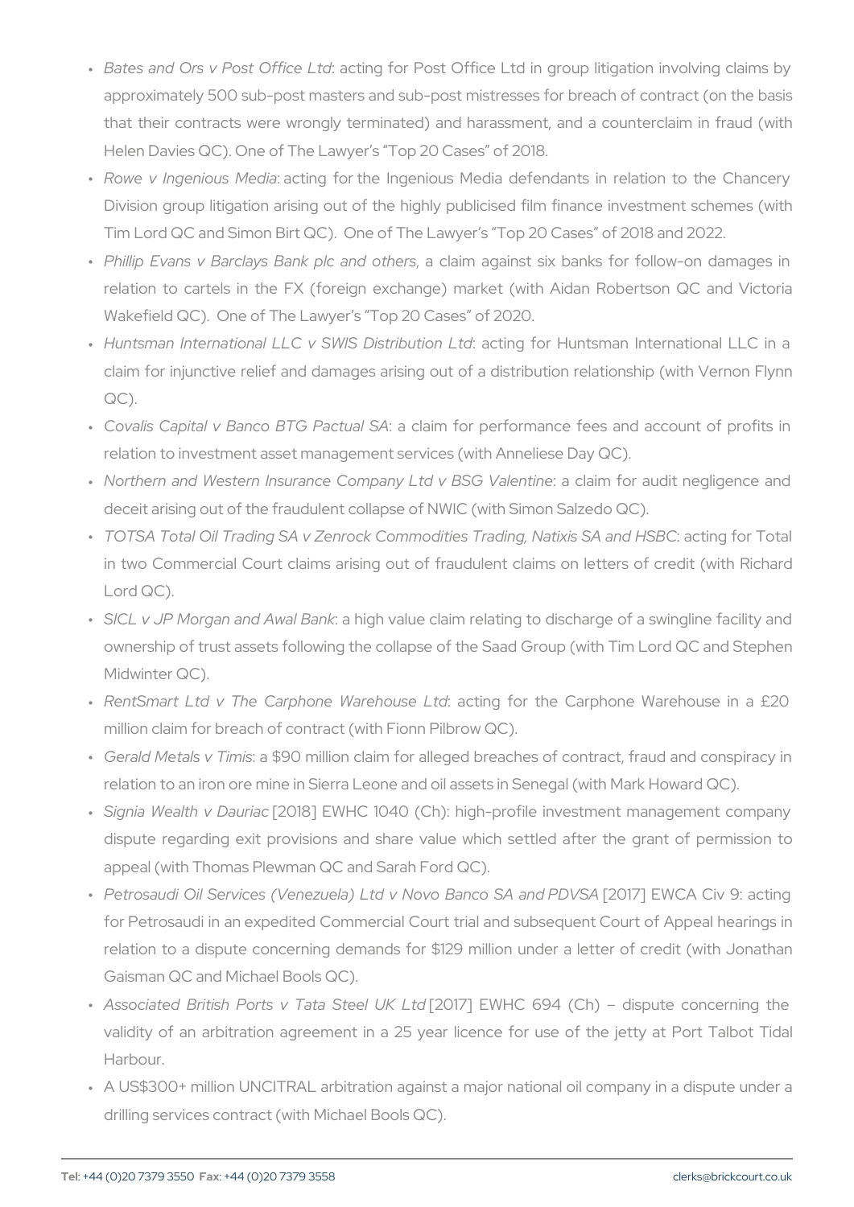- *Bates and Ors v Post Office Ltd*: acting for Post Office Ltd in group litigation involving claims by approximately 500 sub-post masters and sub-post mistresses for breach of contract (on the basis that their contracts were wrongly terminated) and harassment, and a counterclaim in fraud (with Helen Davies QC). One of The Lawyer's "Top 20 Cases" of 2018.
- *Rowe v Ingenious Media*: acting for the Ingenious Media defendants in relation to the Chancery Division group litigation arising out of the highly publicised film finance investment schemes (with Tim Lord QC and Simon Birt QC). One of The Lawyer's "Top 20 Cases" of 2018 and 2022.
- *Phillip Evans v Barclays Bank plc and others*, a claim against six banks for follow-on damages in relation to cartels in the FX (foreign exchange) market (with Aidan Robertson QC and Victoria Wakefield QC). One of The Lawyer's "Top 20 Cases" of 2020.
- *Huntsman International LLC v SWIS Distribution Ltd*: acting for Huntsman International LLC in a claim for injunctive relief and damages arising out of a distribution relationship (with Vernon Flynn QC).
- *Covalis Capital v Banco BTG Pactual SA*: a claim for performance fees and account of profits in relation to investment asset management services (with Anneliese Day QC).
- *Northern and Western Insurance Company Ltd v BSG Valentine*: a claim for audit negligence and deceit arising out of the fraudulent collapse of NWIC (with Simon Salzedo QC).
- *TOTSA Total Oil Trading SA v Zenrock Commodities Trading, Natixis SA and HSBC*: acting for Total in two Commercial Court claims arising out of fraudulent claims on letters of credit (with Richard Lord QC).
- *SICL v JP Morgan and Awal Bank*: a high value claim relating to discharge of a swingline facility and ownership of trust assets following the collapse of the Saad Group (with Tim Lord QC and Stephen Midwinter QC).
- *RentSmart Ltd v The Carphone Warehouse Ltd*: acting for the Carphone Warehouse in a £20 million claim for breach of contract (with Fionn Pilbrow QC).
- *Gerald Metals v Timis*: a $90 million claim for alleged breaches of contract, fraud and conspiracy in relation to an iron ore mine in Sierra Leone and oil assets in Senegal (with Mark Howard QC).
- *Signia Wealth v Dauriac* [2018] EWHC 1040 (Ch): high-profile investment management company dispute regarding exit provisions and share value which settled after the grant of permission to appeal (with Thomas Plewman QC and Sarah Ford QC).
- *Petrosaudi Oil Services (Venezuela) Ltd v Novo Banco SA and PDVSA* [2017] EWCA Civ 9: acting for Petrosaudi in an expedited Commercial Court trial and subsequent Court of Appeal hearings in relation to a dispute concerning demands for $129 million under a letter of credit (with Jonathan Gaisman QC and Michael Bools QC).
- *Associated British Ports v Tata Steel UK Ltd* [2017] EWHC 694 (Ch) – dispute concerning the validity of an arbitration agreement in a 25 year licence for use of the jetty at Port Talbot Tidal Harbour.
- A US$300+ million UNCITRAL arbitration against a major national oil company in a dispute under a drilling services contract (with Michael Bools QC).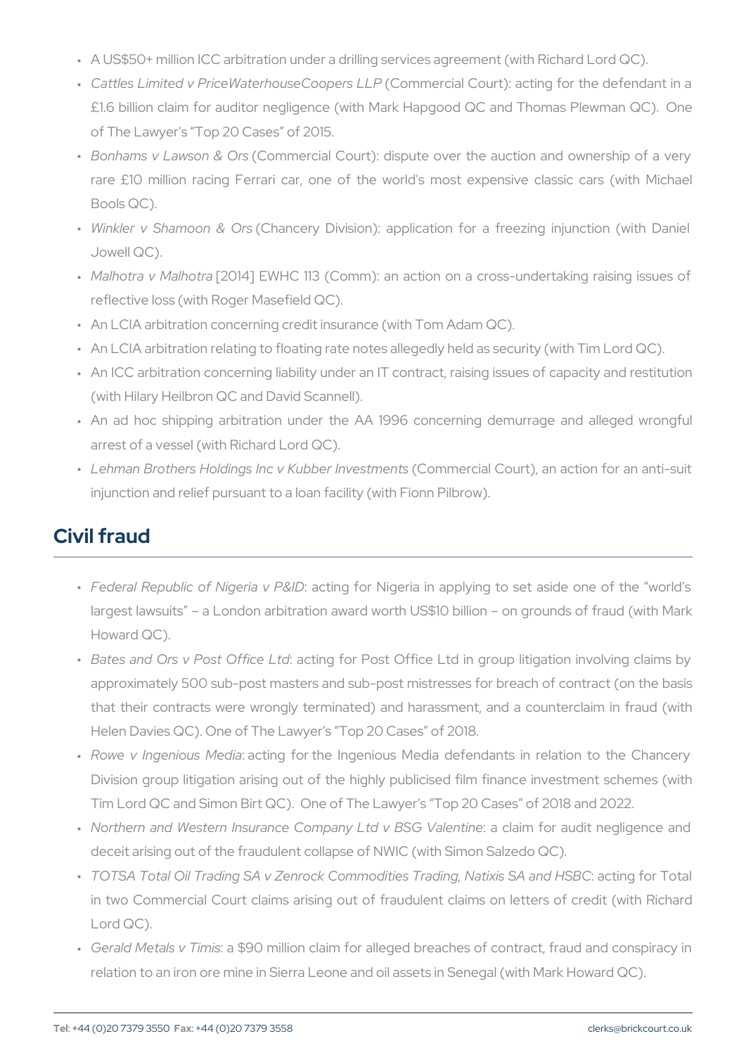- A US$50+ million ICC arbitration under a drilling services agreement (with Richard Lord QC).
- *Cattles Limited v PriceWaterhouseCoopers LLP* (Commercial Court): acting for the defendant in a £1.6 billion claim for auditor negligence (with Mark Hapgood QC and Thomas Plewman QC). One of The Lawyer's "Top 20 Cases" of 2015.
- *Bonhams v Lawson & Ors* (Commercial Court): dispute over the auction and ownership of a very rare £10 million racing Ferrari car, one of the world's most expensive classic cars (with Michael Bools QC).
- *Winkler v Shamoon & Ors* (Chancery Division): application for a freezing injunction (with Daniel Jowell QC).
- *Malhotra v Malhotra* [2014] EWHC 113 (Comm): an action on a cross-undertaking raising issues of reflective loss (with Roger Masefield QC).
- An LCIA arbitration concerning credit insurance (with Tom Adam QC).
- An LCIA arbitration relating to floating rate notes allegedly held as security (with Tim Lord QC).
- An ICC arbitration concerning liability under an IT contract, raising issues of capacity and restitution (with Hilary Heilbron QC and David Scannell).
- An ad hoc shipping arbitration under the AA 1996 concerning demurrage and alleged wrongful arrest of a vessel (with Richard Lord QC).
- *Lehman Brothers Holdings Inc v Kubber Investments* (Commercial Court), an action for an anti-suit injunction and relief pursuant to a loan facility (with Fionn Pilbrow).

## Civil fraud

- *Federal Republic of Nigeria v P&ID*: acting for Nigeria in applying to set aside one of the "world's largest lawsuits" – a London arbitration award worth US$10 billion – on grounds of fraud (with Mark Howard QC).
- *Bates and Ors v Post Office Ltd*: acting for Post Office Ltd in group litigation involving claims by approximately 500 sub-post masters and sub-post mistresses for breach of contract (on the basis that their contracts were wrongly terminated) and harassment, and a counterclaim in fraud (with Helen Davies QC). One of The Lawyer's "Top 20 Cases" of 2018.
- *Rowe v Ingenious Media*: acting for the Ingenious Media defendants in relation to the Chancery Division group litigation arising out of the highly publicised film finance investment schemes (with Tim Lord QC and Simon Birt QC). One of The Lawyer's "Top 20 Cases" of 2018 and 2022.
- *Northern and Western Insurance Company Ltd v BSG Valentine*: a claim for audit negligence and deceit arising out of the fraudulent collapse of NWIC (with Simon Salzedo QC).
- *TOTSA Total Oil Trading SA v Zenrock Commodities Trading, Natixis SA and HSBC*: acting for Total in two Commercial Court claims arising out of fraudulent claims on letters of credit (with Richard Lord QC).
- *Gerald Metals v Timis*: a $90 million claim for alleged breaches of contract, fraud and conspiracy in relation to an iron ore mine in Sierra Leone and oil assets in Senegal (with Mark Howard QC).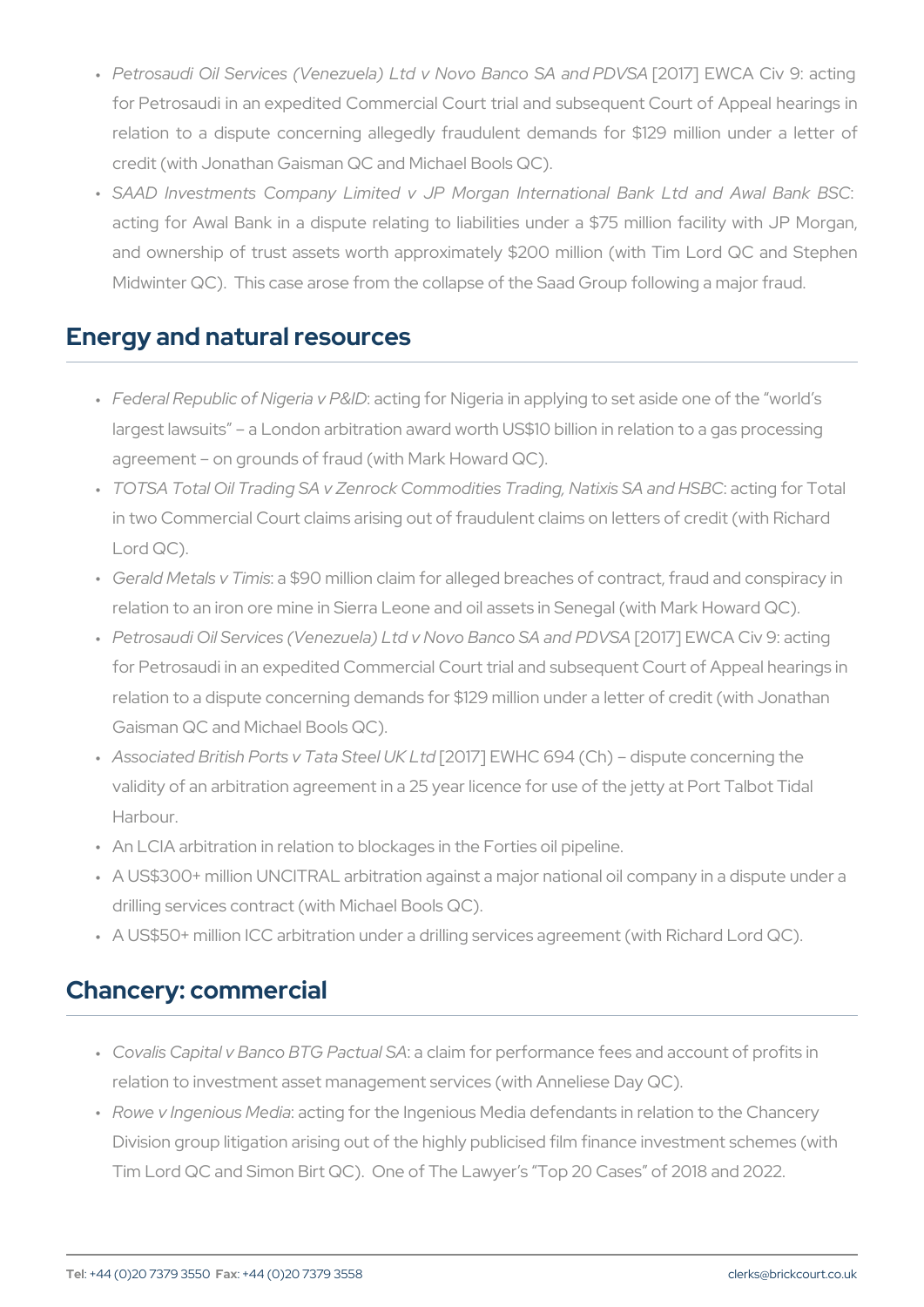- *Petrosaudi Oil Services (Venezuela) Ltd v Novo Banco SA and PDVSA* [2017] EWCA Civ 9: acting for Petrosaudi in an expedited Commercial Court trial and subsequent Court of Appeal hearings in relation to a dispute concerning allegedly fraudulent demands for $129 million under a letter of credit (with Jonathan Gaisman QC and Michael Bools QC).
- *SAAD Investments Company Limited v JP Morgan International Bank Ltd and Awal Bank BSC*: acting for Awal Bank in a dispute relating to liabilities under a $75 million facility with JP Morgan, and ownership of trust assets worth approximately $200 million (with Tim Lord QC and Stephen Midwinter QC). This case arose from the collapse of the Saad Group following a major fraud.

## Energy and natural resources

- *Federal Republic of Nigeria v P&ID*: acting for Nigeria in applying to set aside one of the "world's largest lawsuits" – a London arbitration award worth US$10 billion in relation to a gas processing agreement – on grounds of fraud (with Mark Howard QC).
- *TOTSA Total Oil Trading SA v Zenrock Commodities Trading, Natixis SA and HSBC*: acting for Total in two Commercial Court claims arising out of fraudulent claims on letters of credit (with Richard Lord QC).
- *Gerald Metals v Timis*: a $90 million claim for alleged breaches of contract, fraud and conspiracy in relation to an iron ore mine in Sierra Leone and oil assets in Senegal (with Mark Howard QC).
- *Petrosaudi Oil Services (Venezuela) Ltd v Novo Banco SA and PDVSA* [2017] EWCA Civ 9: acting for Petrosaudi in an expedited Commercial Court trial and subsequent Court of Appeal hearings in relation to a dispute concerning demands for $129 million under a letter of credit (with Jonathan Gaisman QC and Michael Bools QC).
- *Associated British Ports v Tata Steel UK Ltd* [2017] EWHC 694 (Ch) – dispute concerning the validity of an arbitration agreement in a 25 year licence for use of the jetty at Port Talbot Tidal Harbour.
- An LCIA arbitration in relation to blockages in the Forties oil pipeline.
- A US$300+ million UNCITRAL arbitration against a major national oil company in a dispute under a drilling services contract (with Michael Bools QC).
- A US$50+ million ICC arbitration under a drilling services agreement (with Richard Lord QC).

## Chancery: commercial

- *Covalis Capital v Banco BTG Pactual SA*: a claim for performance fees and account of profits in relation to investment asset management services (with Anneliese Day QC).
- *Rowe v Ingenious Media*: acting for the Ingenious Media defendants in relation to the Chancery Division group litigation arising out of the highly publicised film finance investment schemes (with Tim Lord QC and Simon Birt QC). One of The Lawyer's "Top 20 Cases" of 2018 and 2022.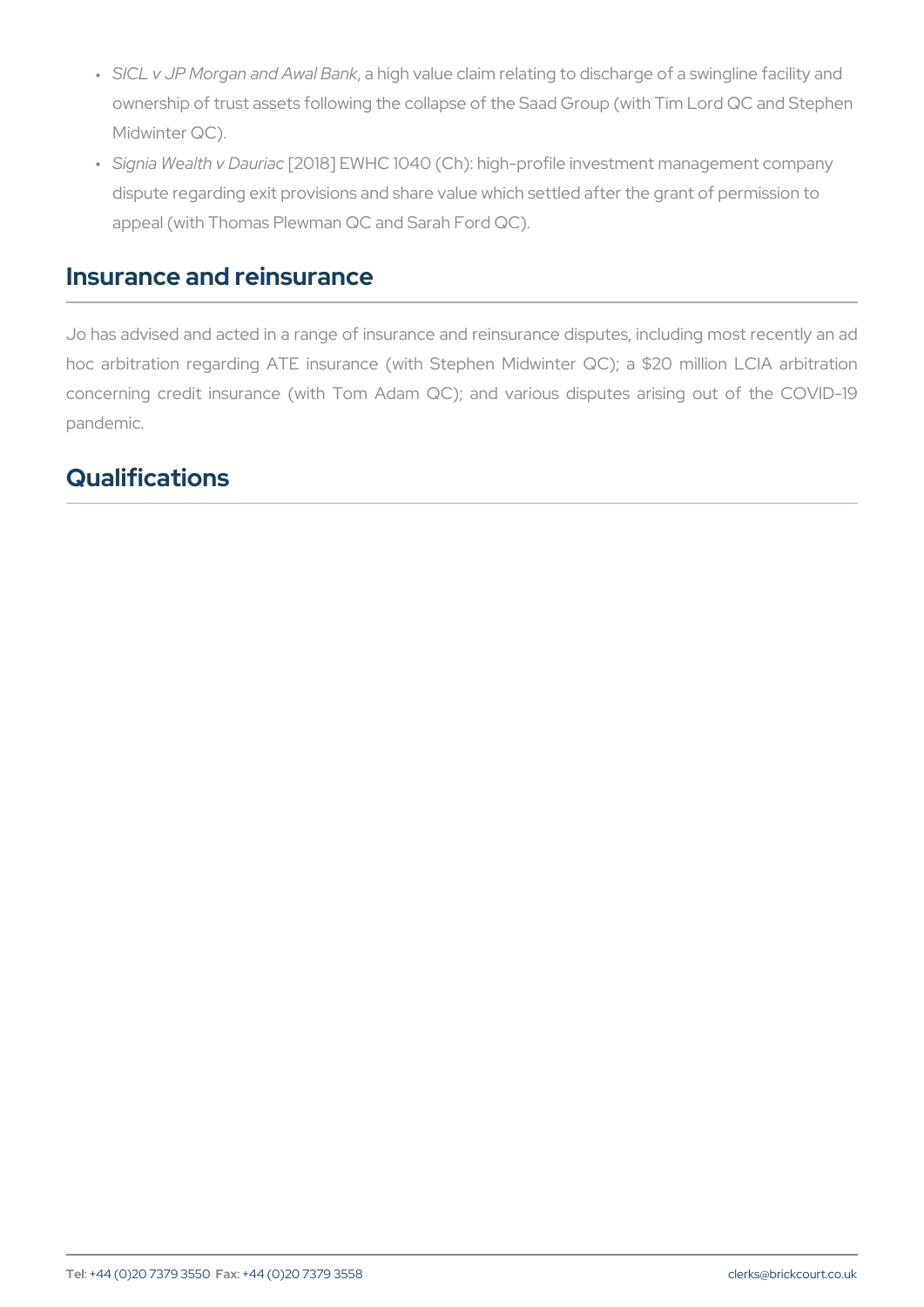- *SICL v JP Morgan and Awal Bank*, a high value claim relating to discharge of a swingline facility and ownership of trust assets following the collapse of the Saad Group (with Tim Lord QC and Stephen Midwinter QC).
- *Signia Wealth v Dauriac* [2018] EWHC 1040 (Ch): high-profile investment management company dispute regarding exit provisions and share value which settled after the grant of permission to appeal (with Thomas Plewman QC and Sarah Ford QC).

## Insurance and reinsurance

Jo has advised and acted in a range of insurance and reinsurance disputes, including most recently an ad hoc arbitration regarding ATE insurance (with Stephen Midwinter QC); a $20 million LCIA arbitration concerning credit insurance (with Tom Adam QC); and various disputes arising out of the COVID-19 pandemic.

## Qualifications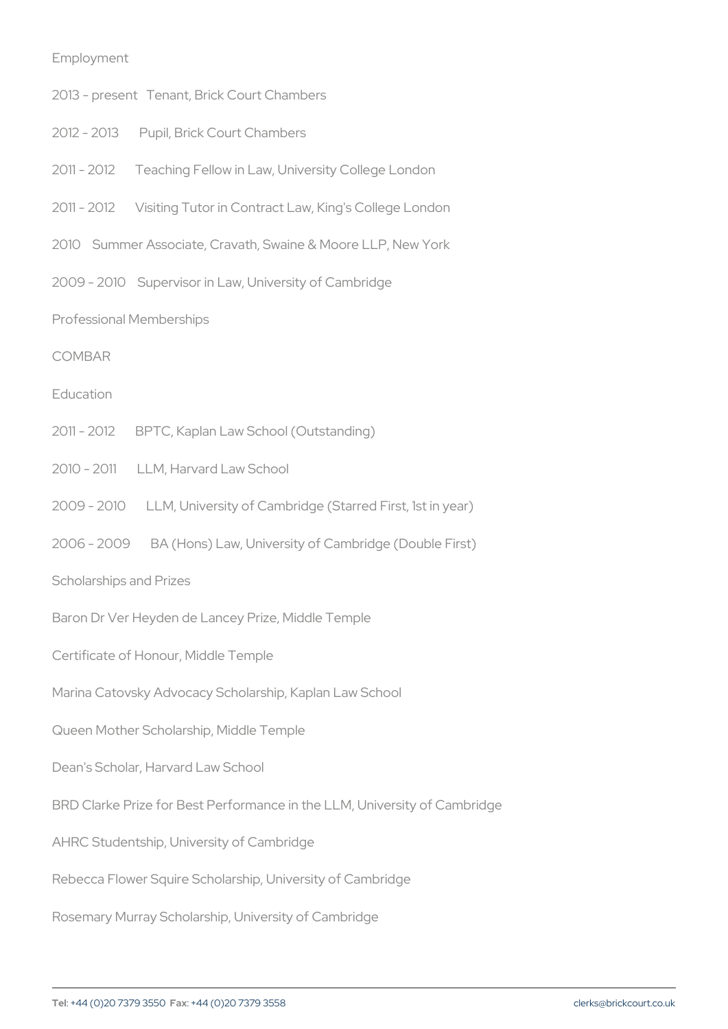## Employment

2013 – present Tenant, Brick Court Chambers

2012 – 2013 Pupil, Brick Court Chambers

2011 – 2012 Teaching Fellow in Law, University College London

2011 – 2012 Visiting Tutor in Contract Law, King's College London

2010 Summer Associate, Cravath, Swaine & Moore LLP, New York

2009 – 2010 Supervisor in Law, University of Cambridge

## Professional Memberships

COMBAR

## Education

2011 – 2012 BPTC, Kaplan Law School (Outstanding)

2010 – 2011 LLM, Harvard Law School

2009 – 2010 LLM, University of Cambridge (Starred First, 1st in year)

2006 – 2009 BA (Hons) Law, University of Cambridge (Double First)

## Scholarships and Prizes

Baron Dr Ver Heyden de Lancey Prize, Middle Temple

Certificate of Honour, Middle Temple

Marina Catovsky Advocacy Scholarship, Kaplan Law School

Queen Mother Scholarship, Middle Temple

Dean's Scholar, Harvard Law School

BRD Clarke Prize for Best Performance in the LLM, University of Cambridge

AHRC Studentship, University of Cambridge

Rebecca Flower Squire Scholarship, University of Cambridge

Rosemary Murray Scholarship, University of Cambridge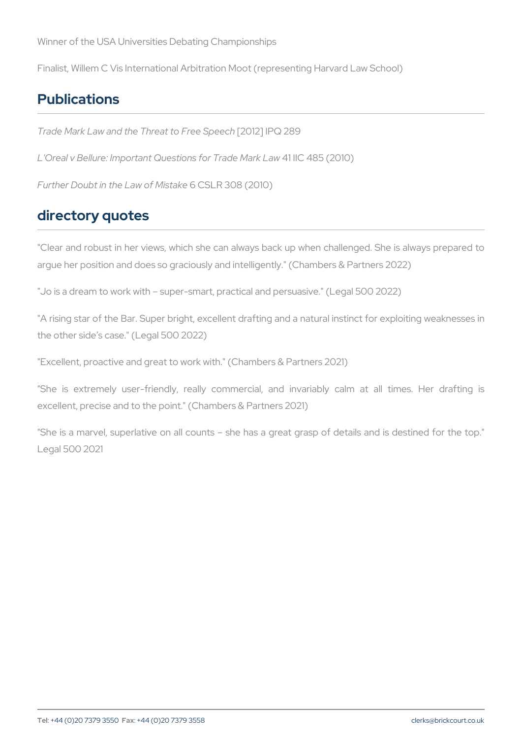Winner of the USA Universities Debating Championships

Finalist, Willem C Vis International Arbitration Moot (representing Harvard Law School)

## Publications

*Trade Mark Law and the Threat to Free Speech* [2012] IPQ 289

*L'Oreal v Bellure: Important Questions for Trade Mark Law* 41 IIC 485 (2010)

*Further Doubt in the Law of Mistake* 6 CSLR 308 (2010)

## directory quotes

"Clear and robust in her views, which she can always back up when challenged. She is always prepared to argue her position and does so graciously and intelligently." (Chambers & Partners 2022)

"Jo is a dream to work with – super-smart, practical and persuasive." (Legal 500 2022)

"A rising star of the Bar. Super bright, excellent drafting and a natural instinct for exploiting weaknesses in the other side's case." (Legal 500 2022)

"Excellent, proactive and great to work with." (Chambers & Partners 2021)

"She is extremely user-friendly, really commercial, and invariably calm at all times. Her drafting is excellent, precise and to the point." (Chambers & Partners 2021)

"She is a marvel, superlative on all counts – she has a great grasp of details and is destined for the top." Legal 500 2021